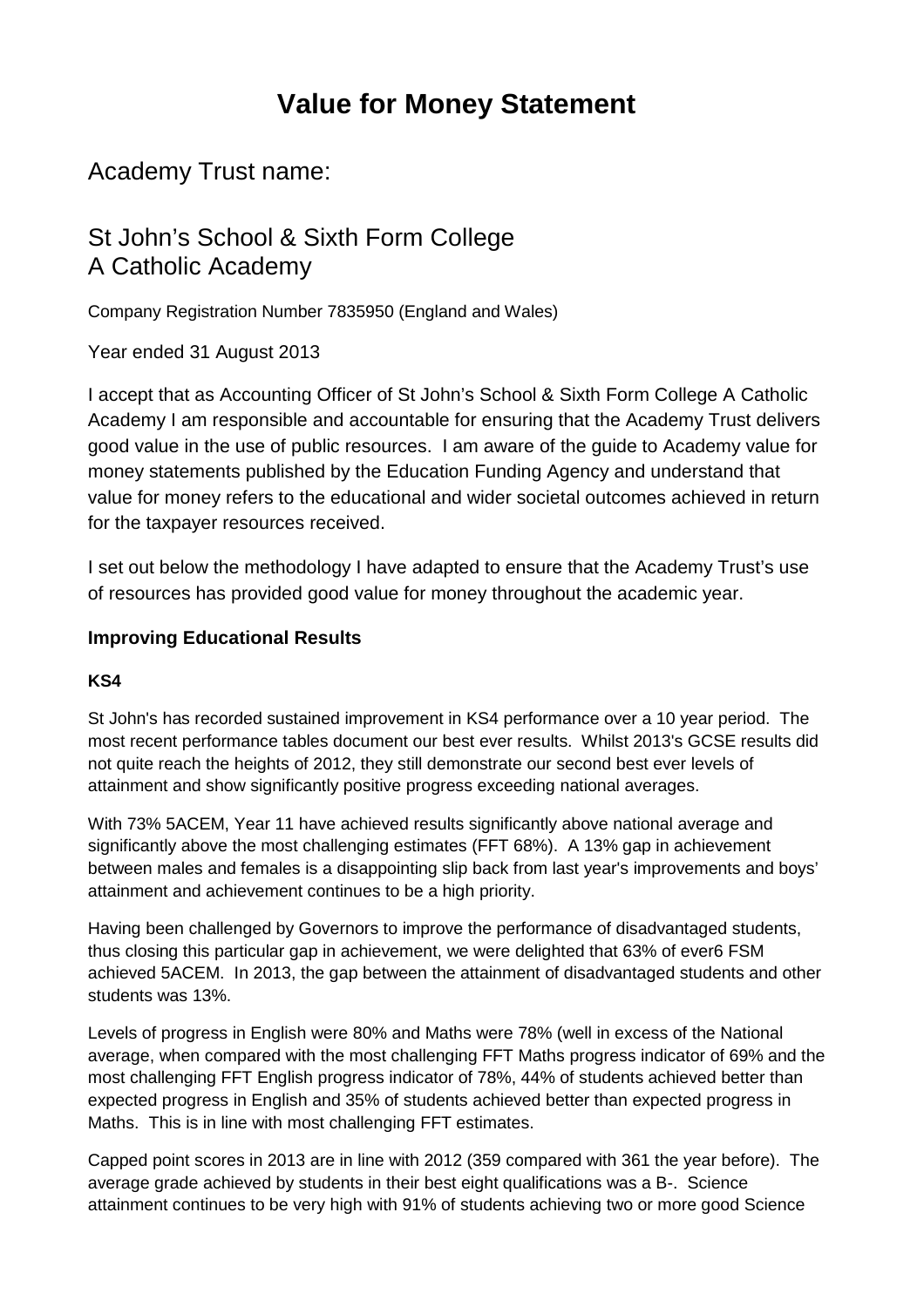# Value for Money Statement

## Academy Trust name:

## St John's School & Sixth Form College A Catholic Academy

Company Registration Number 7835950 (England and Wales)

Year ended 31 August 2013

I accept that as Accounting Officer of St John's School & Sixth Form College A Catholic Academy I am responsible and accountable for ensuring that the Academy Trust delivers good value in the use of public resources. I am aware of the guide to Academy value for money statements published by the Education Funding Agency and understand that value for money refers to the educational and wider societal outcomes achieved in return for the taxpayer resources received.

I set out below the methodology I have adapted to ensure that the Academy Trust's use of resources has provided good value for money throughout the academic year.

### Improving Educational Results

#### KS4

St John's has recorded sustained improvement in KS4 performance over a 10 year period. The most recent performance tables document our best ever results. Whilst 2013's GCSE results did not quite reach the heights of 2012, they still demonstrate our second best ever levels of attainment and show significantly positive progress exceeding national averages.

With 73% 5ACEM, Year 11 have achieved results significantly above national average and significantly above the most challenging estimates (FFT 68%). A 13% gap in achievement between males and females is a disappointing slip back from last year's improvements and boys' attainment and achievement continues to be a high priority.

Having been challenged by Governors to improve the performance of disadvantaged students, thus closing this particular gap in achievement, we were delighted that 63% of ever6 FSM achieved 5ACEM. In 2013, the gap between the attainment of disadvantaged students and other students was 13%.

Levels of progress in English were 80% and Maths were 78% (well in excess of the National average, when compared with the most challenging FFT Maths progress indicator of 69% and the most challenging FFT English progress indicator of 78%, 44% of students achieved better than expected progress in English and 35% of students achieved better than expected progress in Maths. This is in line with most challenging FFT estimates.

Capped point scores in 2013 are in line with 2012 (359 compared with 361 the year before). The average grade achieved by students in their best eight qualifications was a B-. Science attainment continues to be very high with 91% of students achieving two or more good Science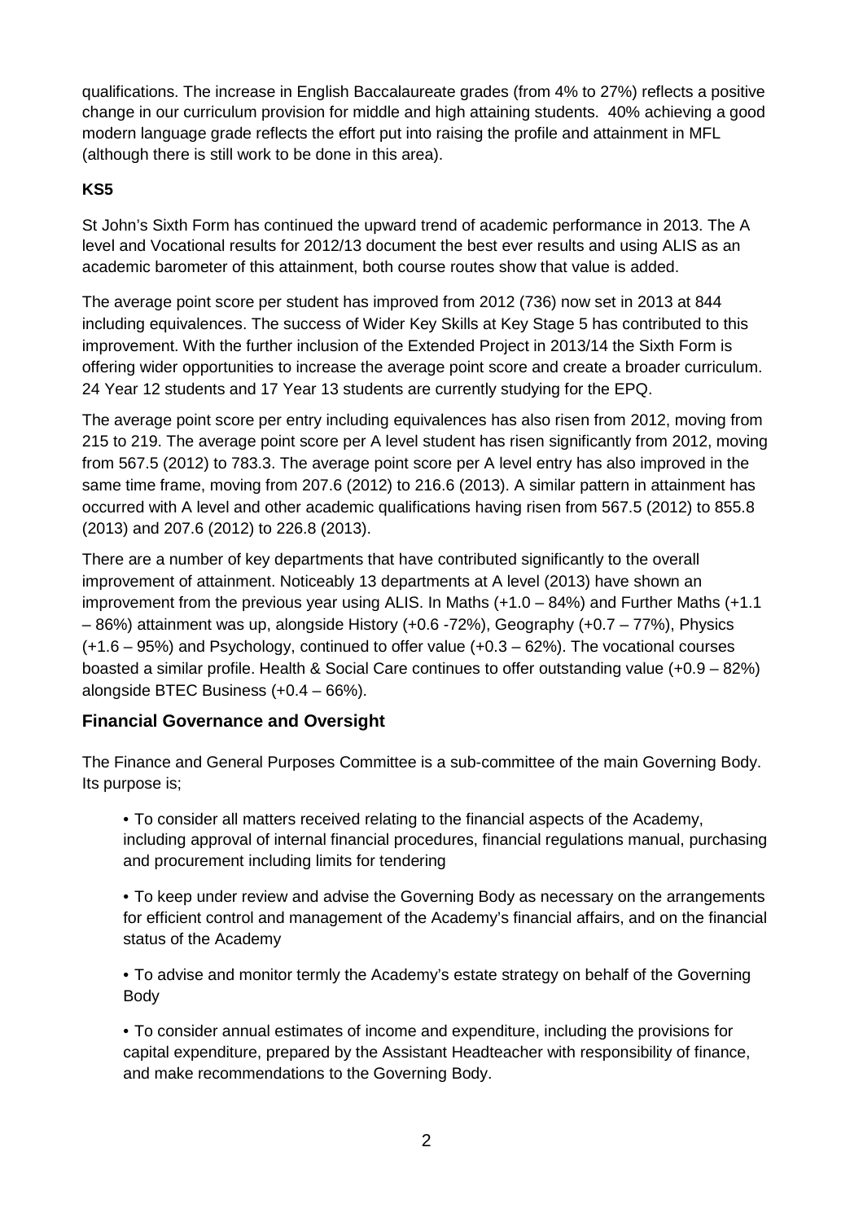qualifications. The increase in English Baccalaureate grades (from 4% to 27%) reflects a positive change in our curriculum provision for middle and high attaining students. 40% achieving a good modern language grade reflects the effort put into raising the profile and attainment in MFL (although there is still work to be done in this area).

**KS5**

St John's Sixth Form has continued the upward trend of academic performance in 2013. The A level and Vocational results for 2012/13 document the best ever results and using ALIS as an academic barometer of this attainment, both course routes show that value is added.

The average point score per student has improved from 2012 (736) now set in 2013 at 844 including equivalences. The success of Wider Key Skills at Key Stage 5 has contributed to this improvement. With the further inclusion of the Extended Project in 2013/14 the Sixth Form is offering wider opportunities to increase the average point score and create a broader curriculum. 24 Year 12 students and 17 Year 13 students are currently studying for the EPQ.

The average point score per entry including equivalences has also risen from 2012, moving from 215 to 219. The average point score per A level student has risen significantly from 2012, moving from 567.5 (2012) to 783.3. The average point score per A level entry has also improved in the same time frame, moving from 207.6 (2012) to 216.6 (2013). A similar pattern in attainment has occurred with A level and other academic qualifications having risen from 567.5 (2012) to 855.8 (2013) and 207.6 (2012) to 226.8 (2013).

There are a number of key departments that have contributed significantly to the overall improvement of attainment. Noticeably 13 departments at A level (2013) have shown an improvement from the previous year using ALIS. In Maths (+1.0 – 84%) and Further Maths (+1.1 – 86%) attainment was up, alongside History (+0.6 -72%), Geography (+0.7 – 77%), Physics (+1.6 – 95%) and Psychology, continued to offer value (+0.3 – 62%). The vocational courses boasted a similar profile. Health & Social Care continues to offer outstanding value (+0.9 – 82%) alongside BTEC Business (+0.4 – 66%).

## Financial Governance and Oversight

The Finance and General Purposes Committee is a sub-committee of the main Governing Body. Its purpose is;

- To consider all matters received relating to the financial aspects of the Academy, including approval of internal financial procedures, financial regulations manual, purchasing and procurement including limits for tendering
- To keep under review and advise the Governing Body as necessary on the arrangements for efficient control and management of the Academy's financial affairs, and on the financial status of the Academy
- To advise and monitor termly the Academy's estate strategy on behalf of the Governing Body
- To consider annual estimates of income and expenditure, including the provisions for capital expenditure, prepared by the Assistant Headteacher with responsibility of finance, and make recommendations to the Governing Body.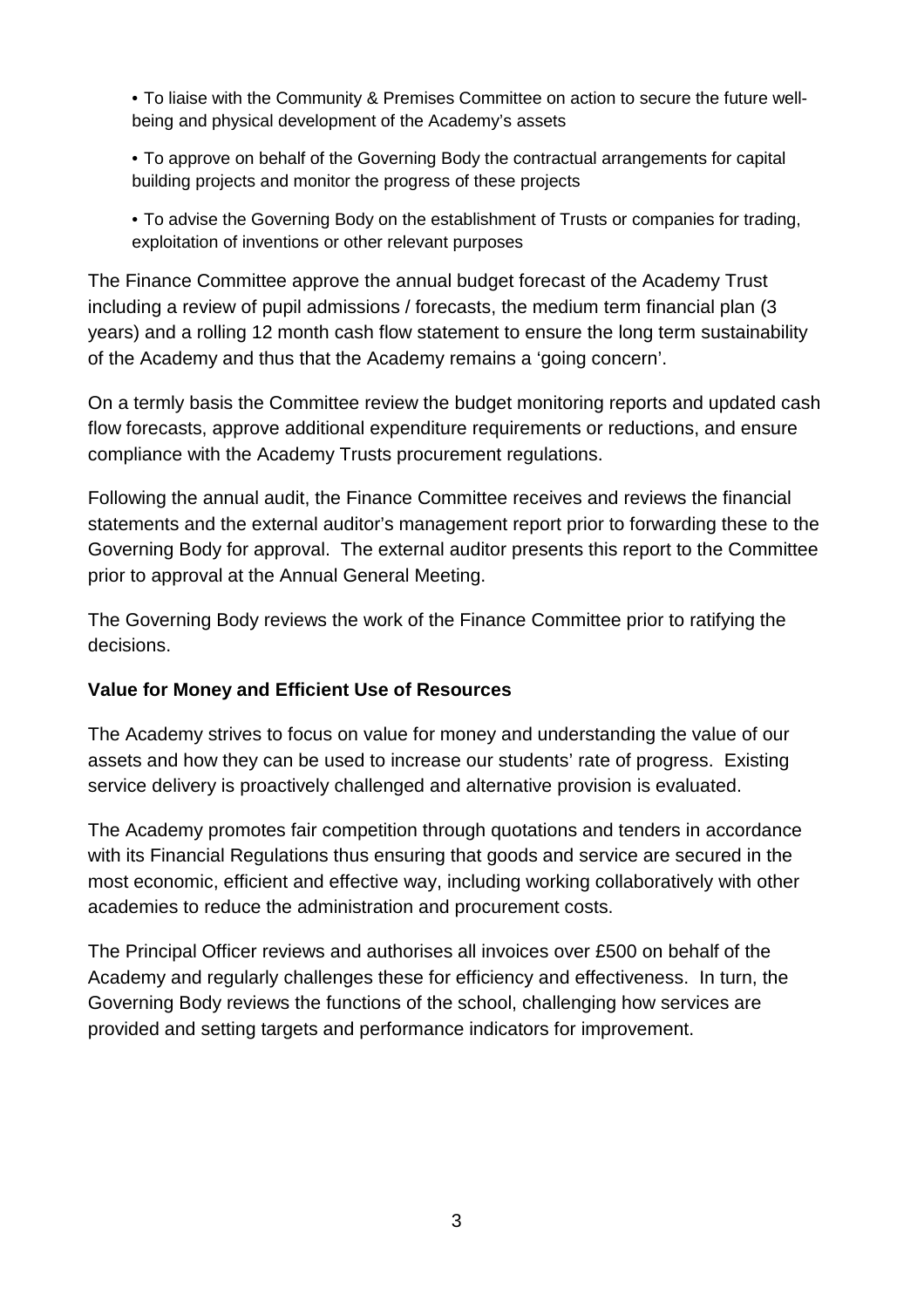- To liaise with the Community & Premises Committee on action to secure the future well-being and physical development of the Academy's assets
- To approve on behalf of the Governing Body the contractual arrangements for capital building projects and monitor the progress of these projects
- To advise the Governing Body on the establishment of Trusts or companies for trading, exploitation of inventions or other relevant purposes

The Finance Committee approve the annual budget forecast of the Academy Trust including a review of pupil admissions / forecasts, the medium term financial plan (3 years) and a rolling 12 month cash flow statement to ensure the long term sustainability of the Academy and thus that the Academy remains a 'going concern'.

On a termly basis the Committee review the budget monitoring reports and updated cash flow forecasts, approve additional expenditure requirements or reductions, and ensure compliance with the Academy Trusts procurement regulations.

Following the annual audit, the Finance Committee receives and reviews the financial statements and the external auditor's management report prior to forwarding these to the Governing Body for approval. The external auditor presents this report to the Committee prior to approval at the Annual General Meeting.

The Governing Body reviews the work of the Finance Committee prior to ratifying the decisions.

**Value for Money and Efficient Use of Resources**

The Academy strives to focus on value for money and understanding the value of our assets and how they can be used to increase our students' rate of progress. Existing service delivery is proactively challenged and alternative provision is evaluated.

The Academy promotes fair competition through quotations and tenders in accordance with its Financial Regulations thus ensuring that goods and service are secured in the most economic, efficient and effective way, including working collaboratively with other academies to reduce the administration and procurement costs.

The Principal Officer reviews and authorises all invoices over £500 on behalf of the Academy and regularly challenges these for efficiency and effectiveness. In turn, the Governing Body reviews the functions of the school, challenging how services are provided and setting targets and performance indicators for improvement.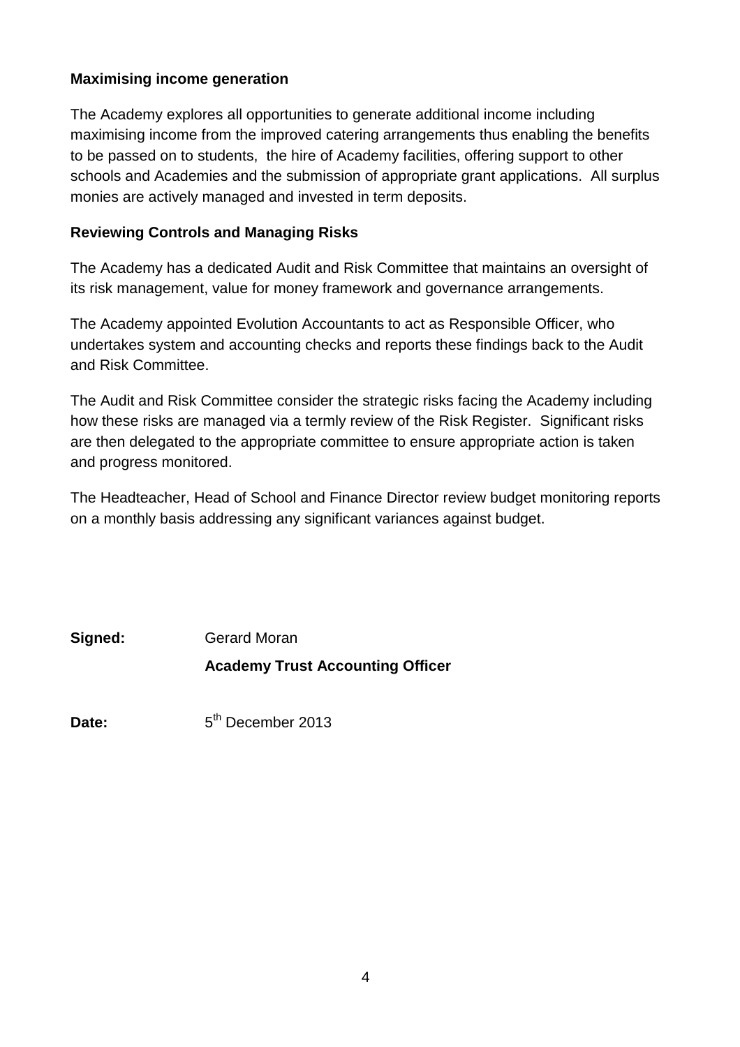**Maximising income generation**

The Academy explores all opportunities to generate additional income including maximising income from the improved catering arrangements thus enabling the benefits to be passed on to students, the hire of Academy facilities, offering support to other schools and Academies and the submission of appropriate grant applications. All surplus monies are actively managed and invested in term deposits.

**Reviewing Controls and Managing Risks**

The Academy has a dedicated Audit and Risk Committee that maintains an oversight of its risk management, value for money framework and governance arrangements.

The Academy appointed Evolution Accountants to act as Responsible Officer, who undertakes system and accounting checks and reports these findings back to the Audit and Risk Committee.

The Audit and Risk Committee consider the strategic risks facing the Academy including how these risks are managed via a termly review of the Risk Register. Significant risks are then delegated to the appropriate committee to ensure appropriate action is taken and progress monitored.

The Headteacher, Head of School and Finance Director review budget monitoring reports on a monthly basis addressing any significant variances against budget.

**Signed:** Gerard Moran

**Academy Trust Accounting Officer**

**Date:** 5th December 2013